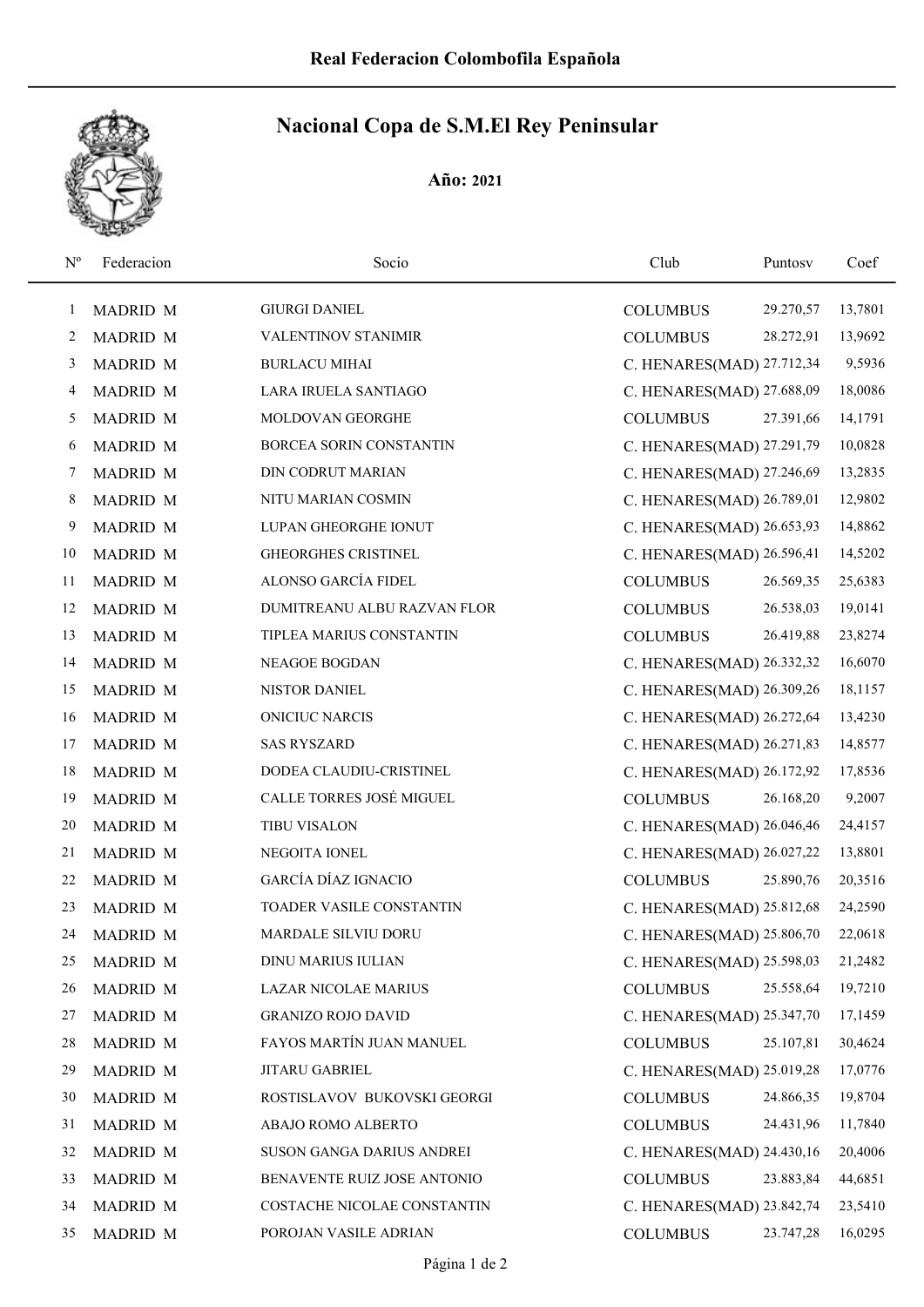# Real Federacion Colombofila Española

## Nacional Copa de S.M.El Rey Peninsular

**Año:** 2021

| Nº | Federacion | Socio | Club | Puntosv | Coef |
|---|---|---|---|---|---|
| 1 | MADRID M | GIURGI DANIEL | COLUMBUS | 29.270,57 | 13,7801 |
| 2 | MADRID M | VALENTINOV STANIMIR | COLUMBUS | 28.272,91 | 13,9692 |
| 3 | MADRID M | BURLACU MIHAI | C. HENARES(MAD) | 27.712,34 | 9,5936 |
| 4 | MADRID M | LARA IRUELA SANTIAGO | C. HENARES(MAD) | 27.688,09 | 18,0086 |
| 5 | MADRID M | MOLDOVAN GEORGHE | COLUMBUS | 27.391,66 | 14,1791 |
| 6 | MADRID M | BORCEA SORIN CONSTANTIN | C. HENARES(MAD) | 27.291,79 | 10,0828 |
| 7 | MADRID M | DIN CODRUT MARIAN | C. HENARES(MAD) | 27.246,69 | 13,2835 |
| 8 | MADRID M | NITU MARIAN COSMIN | C. HENARES(MAD) | 26.789,01 | 12,9802 |
| 9 | MADRID M | LUPAN GHEORGHE IONUT | C. HENARES(MAD) | 26.653,93 | 14,8862 |
| 10 | MADRID M | GHEORGHES CRISTINEL | C. HENARES(MAD) | 26.596,41 | 14,5202 |
| 11 | MADRID M | ALONSO GARCÍA FIDEL | COLUMBUS | 26.569,35 | 25,6383 |
| 12 | MADRID M | DUMITREANU ALBU RAZVAN FLOR | COLUMBUS | 26.538,03 | 19,0141 |
| 13 | MADRID M | TIPLEA MARIUS CONSTANTIN | COLUMBUS | 26.419,88 | 23,8274 |
| 14 | MADRID M | NEAGOE BOGDAN | C. HENARES(MAD) | 26.332,32 | 16,6070 |
| 15 | MADRID M | NISTOR DANIEL | C. HENARES(MAD) | 26.309,26 | 18,1157 |
| 16 | MADRID M | ONICIUC NARCIS | C. HENARES(MAD) | 26.272,64 | 13,4230 |
| 17 | MADRID M | SAS RYSZARD | C. HENARES(MAD) | 26.271,83 | 14,8577 |
| 18 | MADRID M | DODEA CLAUDIU-CRISTINEL | C. HENARES(MAD) | 26.172,92 | 17,8536 |
| 19 | MADRID M | CALLE TORRES JOSÉ MIGUEL | COLUMBUS | 26.168,20 | 9,2007 |
| 20 | MADRID M | TIBU VISALON | C. HENARES(MAD) | 26.046,46 | 24,4157 |
| 21 | MADRID M | NEGOITA IONEL | C. HENARES(MAD) | 26.027,22 | 13,8801 |
| 22 | MADRID M | GARCÍA DÍAZ IGNACIO | COLUMBUS | 25.890,76 | 20,3516 |
| 23 | MADRID M | TOADER VASILE CONSTANTIN | C. HENARES(MAD) | 25.812,68 | 24,2590 |
| 24 | MADRID M | MARDALE SILVIU DORU | C. HENARES(MAD) | 25.806,70 | 22,0618 |
| 25 | MADRID M | DINU MARIUS IULIAN | C. HENARES(MAD) | 25.598,03 | 21,2482 |
| 26 | MADRID M | LAZAR NICOLAE MARIUS | COLUMBUS | 25.558,64 | 19,7210 |
| 27 | MADRID M | GRANIZO ROJO DAVID | C. HENARES(MAD) | 25.347,70 | 17,1459 |
| 28 | MADRID M | FAYOS MARTÍN JUAN MANUEL | COLUMBUS | 25.107,81 | 30,4624 |
| 29 | MADRID M | JITARU GABRIEL | C. HENARES(MAD) | 25.019,28 | 17,0776 |
| 30 | MADRID M | ROSTISLAVOV BUKOVSKI GEORGI | COLUMBUS | 24.866,35 | 19,8704 |
| 31 | MADRID M | ABAJO ROMO ALBERTO | COLUMBUS | 24.431,96 | 11,7840 |
| 32 | MADRID M | SUSON GANGA DARIUS ANDREI | C. HENARES(MAD) | 24.430,16 | 20,4006 |
| 33 | MADRID M | BENAVENTE RUIZ JOSE ANTONIO | COLUMBUS | 23.883,84 | 44,6851 |
| 34 | MADRID M | COSTACHE NICOLAE CONSTANTIN | C. HENARES(MAD) | 23.842,74 | 23,5410 |
| 35 | MADRID M | POROJAN VASILE ADRIAN | COLUMBUS | 23.747,28 | 16,0295 |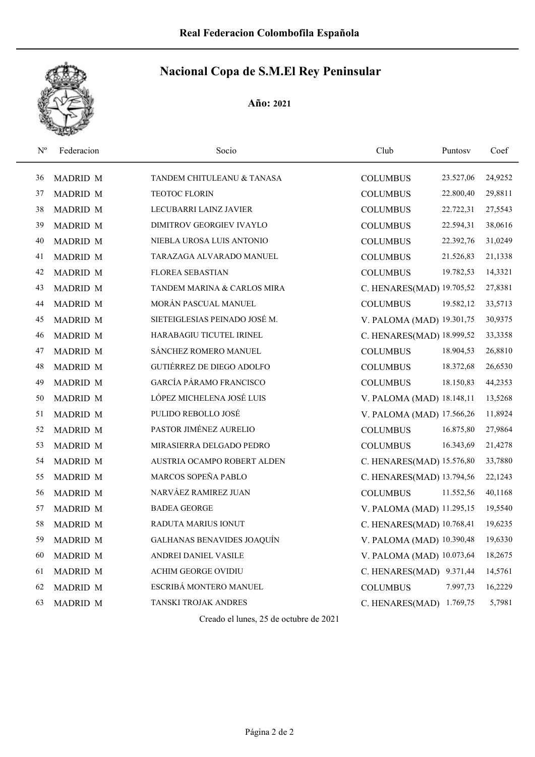# Real Federacion Colombofila Española

## Nacional Copa de S.M.El Rey Peninsular

**Año: 2021**

| Nº | Federacion | Socio | Club | Puntosv | Coef |
|---|---|---|---|---|---|
| 36 | MADRID M | TANDEM CHITULEANU & TANASA | COLUMBUS | 23.527,06 | 24,9252 |
| 37 | MADRID M | TEOTOC FLORIN | COLUMBUS | 22.800,40 | 29,8811 |
| 38 | MADRID M | LECUBARRI LAINZ JAVIER | COLUMBUS | 22.722,31 | 27,5543 |
| 39 | MADRID M | DIMITROV GEORGIEV IVAYLO | COLUMBUS | 22.594,31 | 38,0616 |
| 40 | MADRID M | NIEBLA UROSA LUIS ANTONIO | COLUMBUS | 22.392,76 | 31,0249 |
| 41 | MADRID M | TARAZAGA ALVARADO MANUEL | COLUMBUS | 21.526,83 | 21,1338 |
| 42 | MADRID M | FLOREA SEBASTIAN | COLUMBUS | 19.782,53 | 14,3321 |
| 43 | MADRID M | TANDEM MARINA & CARLOS MIRA | C. HENARES(MAD) | 19.705,52 | 27,8381 |
| 44 | MADRID M | MORÁN PASCUAL MANUEL | COLUMBUS | 19.582,12 | 33,5713 |
| 45 | MADRID M | SIETEIGLESIAS PEINADO JOSÉ M. | V. PALOMA (MAD) | 19.301,75 | 30,9375 |
| 46 | MADRID M | HARABAGIU TICUTEL IRINEL | C. HENARES(MAD) | 18.999,52 | 33,3358 |
| 47 | MADRID M | SÁNCHEZ ROMERO MANUEL | COLUMBUS | 18.904,53 | 26,8810 |
| 48 | MADRID M | GUTIÉRREZ DE DIEGO ADOLFO | COLUMBUS | 18.372,68 | 26,6530 |
| 49 | MADRID M | GARCÍA PÁRAMO FRANCISCO | COLUMBUS | 18.150,83 | 44,2353 |
| 50 | MADRID M | LÓPEZ MICHELENA JOSÉ LUIS | V. PALOMA (MAD) | 18.148,11 | 13,5268 |
| 51 | MADRID M | PULIDO REBOLLO JOSÉ | V. PALOMA (MAD) | 17.566,26 | 11,8924 |
| 52 | MADRID M | PASTOR JIMÉNEZ AURELIO | COLUMBUS | 16.875,80 | 27,9864 |
| 53 | MADRID M | MIRASIERRA DELGADO PEDRO | COLUMBUS | 16.343,69 | 21,4278 |
| 54 | MADRID M | AUSTRIA OCAMPO ROBERT ALDEN | C. HENARES(MAD) | 15.576,80 | 33,7880 |
| 55 | MADRID M | MARCOS SOPEÑA PABLO | C. HENARES(MAD) | 13.794,56 | 22,1243 |
| 56 | MADRID M | NARVÁEZ RAMIREZ JUAN | COLUMBUS | 11.552,56 | 40,1168 |
| 57 | MADRID M | BADEA GEORGE | V. PALOMA (MAD) | 11.295,15 | 19,5540 |
| 58 | MADRID M | RADUTA MARIUS IONUT | C. HENARES(MAD) | 10.768,41 | 19,6235 |
| 59 | MADRID M | GALHANAS BENAVIDES JOAQUÍN | V. PALOMA (MAD) | 10.390,48 | 19,6330 |
| 60 | MADRID M | ANDREI DANIEL VASILE | V. PALOMA (MAD) | 10.073,64 | 18,2675 |
| 61 | MADRID M | ACHIM GEORGE OVIDIU | C. HENARES(MAD) | 9.371,44 | 14,5761 |
| 62 | MADRID M | ESCRIBÁ MONTERO MANUEL | COLUMBUS | 7.997,73 | 16,2229 |
| 63 | MADRID M | TANSKI TROJAK ANDRES | C. HENARES(MAD) | 1.769,75 | 5,7981 |

Creado el lunes, 25 de octubre de 2021